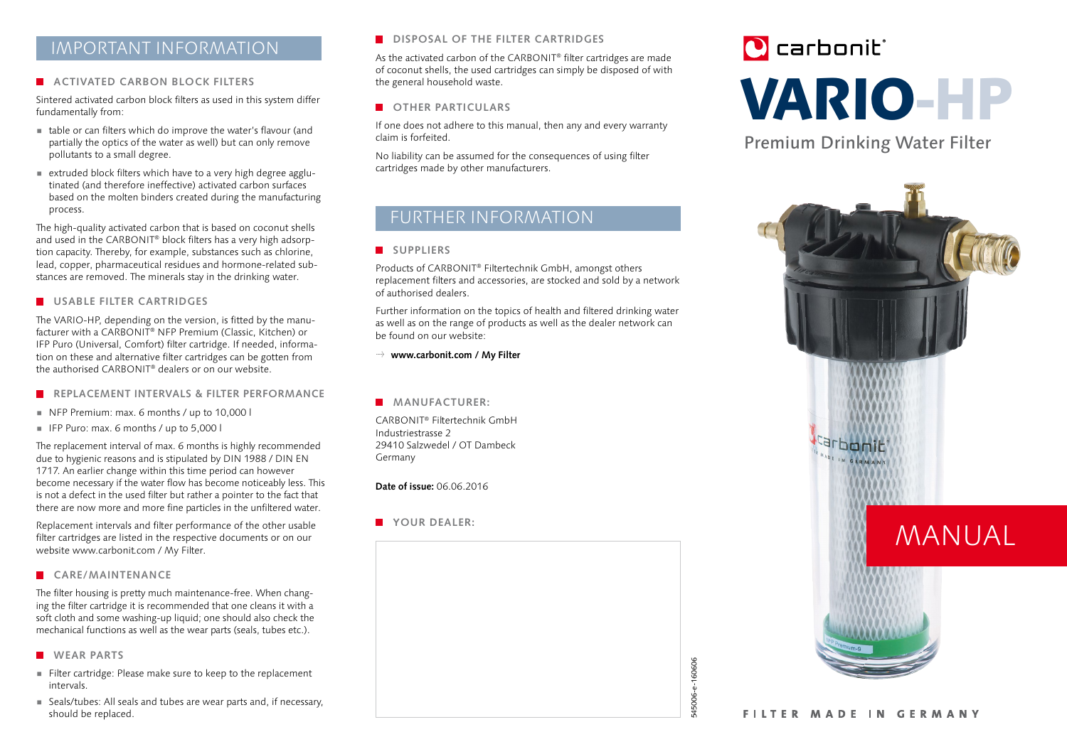# IMPORTANT INFORMATION

## ACTIVATED CARBON BLOCK FILTERS

Sintered activated carbon block filters as used in this system differ fundamentally from:

- table or can filters which do improve the water's flavour (and partially the optics of the water as well) but can only remove pollutants to a small degree.
- extruded block filters which have to a very high degree agglutinated (and therefore ineffective) activated carbon surfaces based on the molten binders created during the manufacturing process.

The high-quality activated carbon that is based on coconut shells and used in the CARBONIT® block filters has a very high adsorption capacity. Thereby, for example, substances such as chlorine, lead, copper, pharmaceutical residues and hormone-related substances are removed. The minerals stay in the drinking water.

## USABLE FILTER CARTRIDGES

The VARIO-HP, depending on the version, is fitted by the manufacturer with a CARBONIT® NFP Premium (Classic, Kitchen) or IFP Puro (Universal, Comfort) filter cartridge. If needed, information on these and alternative filter cartridges can be gotten from the authorised CARBONIT® dealers or on our website.

## REPLACEMENT INTERVALS & FILTER PERFORMANCE

- NFP Premium: max. 6 months / up to 10,000 l
- IFP Puro: max. 6 months / up to 5,000 l

The replacement interval of max. 6 months is highly recommended due to hygienic reasons and is stipulated by DIN 1988 / DIN EN 1717. An earlier change within this time period can however become necessary if the water flow has become noticeably less. This is not a defect in the used filter but rather a pointer to the fact that there are now more and more fine particles in the unfiltered water.

Replacement intervals and filter performance of the other usable filter cartridges are listed in the respective documents or on our website www.carbonit.com / My Filter.

## CARE/MAINTENANCE

The filter housing is pretty much maintenance-free. When changing the filter cartridge it is recommended that one cleans it with a soft cloth and some washing-up liquid; one should also check the mechanical functions as well as the wear parts (seals, tubes etc.).

## WEAR PARTS

- Filter cartridge: Please make sure to keep to the replacement intervals.
- Seals/tubes: All seals and tubes are wear parts and, if necessary, should be replaced.

## DISPOSAL OF THE FILTER CARTRIDGES

As the activated carbon of the CARBONIT® filter cartridges are made of coconut shells, the used cartridges can simply be disposed of with the general household waste.

## OTHER PARTICULARS

If one does not adhere to this manual, then any and every warranty claim is forfeited.

No liability can be assumed for the consequences of using filter cartridges made by other manufacturers.

# FURTHER INFORMATION

## SUPPLIERS

Products of CARBONIT® Filtertechnik GmbH, amongst others replacement filters and accessories, are stocked and sold by a network of authorised dealers.

Further information on the topics of health and filtered drinking water as well as on the range of products as well as the dealer network can be found on our website:

→ **www.carbonit.com / My Filter**

## MANUFACTURER:

CARBONIT® Filtertechnik GmbH
Industriestrasse 2
29410 Salzwedel / OT Dambeck
Germany

**Date of issue:** 06.06.2016

## YOUR DEALER:

545006-e-160606

carbonit®

# VARIO-HP

Premium Drinking Water Filter

MANUAL

FILTER MADE IN GERMANY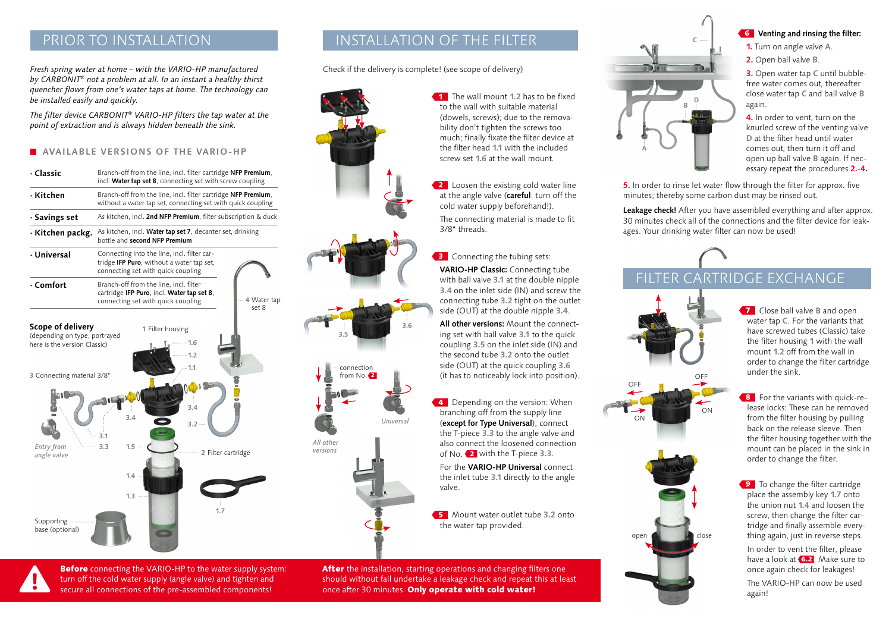## PRIOR TO INSTALLATION

*Fresh spring water at home – with the VARIO-HP manufactured by CARBONIT® not a problem at all. In an instant a healthy thirst quencher flows from one's water taps at home. The technology can be installed easily and quickly.*

*The filter device CARBONIT® VARIO-HP filters the tap water at the point of extraction and is always hidden beneath the sink.*

### AVAILABLE VERSIONS OF THE VARIO-HP

| | |
|---|---|
| **· Classic** | Branch-off from the line, incl. filter cartridge **NFP Premium**, incl. **Water tap set 8**, connecting set with screw coupling |
| **· Kitchen** | Branch-off from the line, incl. filter cartridge **NFP Premium**, without a water tap set, connecting set with quick coupling |
| **· Savings set** | As kitchen, incl. **2nd NFP Premium**, filter subscription & duck |
| **· Kitchen packg.** | As kitchen, incl. **Water tap set 7**, decanter set, drinking bottle and **second NFP Premium** |
| **· Universal** | Connecting into the line, incl. filter cartridge **IFP Puro**, without a water tap set, connecting set with quick coupling |
| **· Comfort** | Branch-off from the line, incl. filter cartridge **IFP Puro**, incl. **Water tap set 8**, connecting set with quick coupling |

4 Water tap set 8

**Scope of delivery**
(depending on type, portrayed here is the version Classic)

1 Filter housing
1.6
1.2
1.1
3 Connecting material 3/8"
3.4
3.2
3.1
3.3
1.5
Entry from angle valve
2 Filter cartridge
1.4
1.3
1.7
Supporting base (optional)

**Before** connecting the VARIO-HP to the water supply system: turn off the cold water supply (angle valve) and tighten and secure all connections of the pre-assembled components!

## INSTALLATION OF THE FILTER

Check if the delivery is complete! (see scope of delivery)

**1** The wall mount 1.2 has to be fixed to the wall with suitable material (dowels, screws); due to the removability don't tighten the screws too much; finally fixate the filter device at the filter head 1.1 with the included screw set 1.6 at the wall mount.

**2** Loosen the existing cold water line at the angle valve (**careful**: turn off the cold water supply beforehand!).

The connecting material is made to fit 3/8" threads.

**3** Connecting the tubing sets:

**VARIO-HP Classic:** Connecting tube with ball valve 3.1 at the double nipple 3.4 on the inlet side (IN) and screw the connecting tube 3.2 tight on the outlet side (OUT) at the double nipple 3.4.

**All other versions:** Mount the connecting set with ball valve 3.1 to the quick coupling 3.5 on the inlet side (IN) and the second tube 3.2 onto the outlet side (OUT) at the quick coupling 3.6 (it has to noticeably lock into position).

**4** Depending on the version: When branching off from the supply line (**except for Type Universal**), connect the T-piece 3.3 to the angle valve and also connect the loosened connection of No. **2** with the T-piece 3.3.

For the **VARIO-HP Universal** connect the inlet tube 3.1 directly to the angle valve.

**5** Mount water outlet tube 3.2 onto the water tap provided.

3.5
3.6
connection from No. 2
Universal
All other versions

**After** the installation, starting operations and changing filters one should without fail undertake a leakage check and repeat this at least once after 30 minutes. **Only operate with cold water!**

C
B
D
A

**6** **Venting and rinsing the filter:**

1. Turn on angle valve A.
2. Open ball valve B.
3. Open water tap C until bubble-free water comes out, thereafter close water tap C and ball valve B again.
4. In order to vent, turn on the knurled screw of the venting valve D at the filter head until water comes out, then turn it off and open up ball valve B again. If necessary repeat the procedures 2.-4.

5. In order to rinse let water flow through the filter for approx. five minutes; thereby some carbon dust may be rinsed out.

**Leakage check!** After you have assembled everything and after approx. 30 minutes check all of the connections and the filter device for leakages. Your drinking water filter can now be used!

## FILTER CARTRIDGE EXCHANGE

OFF
OFF
ON
ON
open
close

**7** Close ball valve B and open water tap C. For the variants that have screwed tubes (Classic) take the filter housing 1 with the wall mount 1.2 off from the wall in order to change the filter cartridge under the sink.

**8** For the variants with quick-release locks: These can be removed from the filter housing by pulling back on the release sleeve. Then the filter housing together with the mount can be placed in the sink in order to change the filter.

**9** To change the filter cartridge place the assembly key 1.7 onto the union nut 1.4 and loosen the screw, then change the filter cartridge and finally assemble everything again, just in reverse steps.

In order to vent the filter, please have a look at **6.2**. Make sure to once again check for leakages!

The VARIO-HP can now be used again!